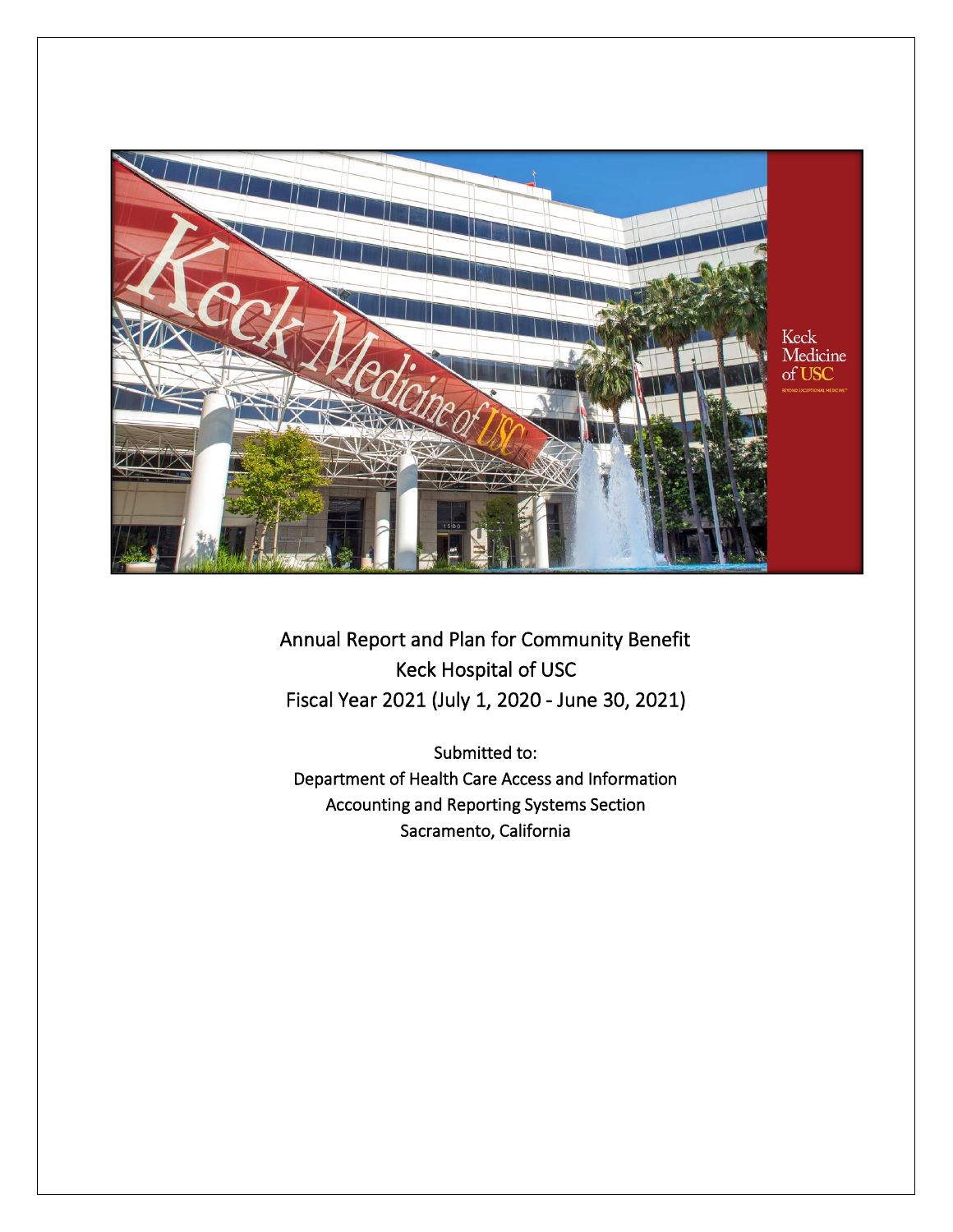Annual Report and Plan for Community Benefit

Keck Hospital of USC

Fiscal Year 2021 (July 1, 2020 - June 30, 2021)

Submitted to:

Department of Health Care Access and Information

Accounting and Reporting Systems Section

Sacramento, California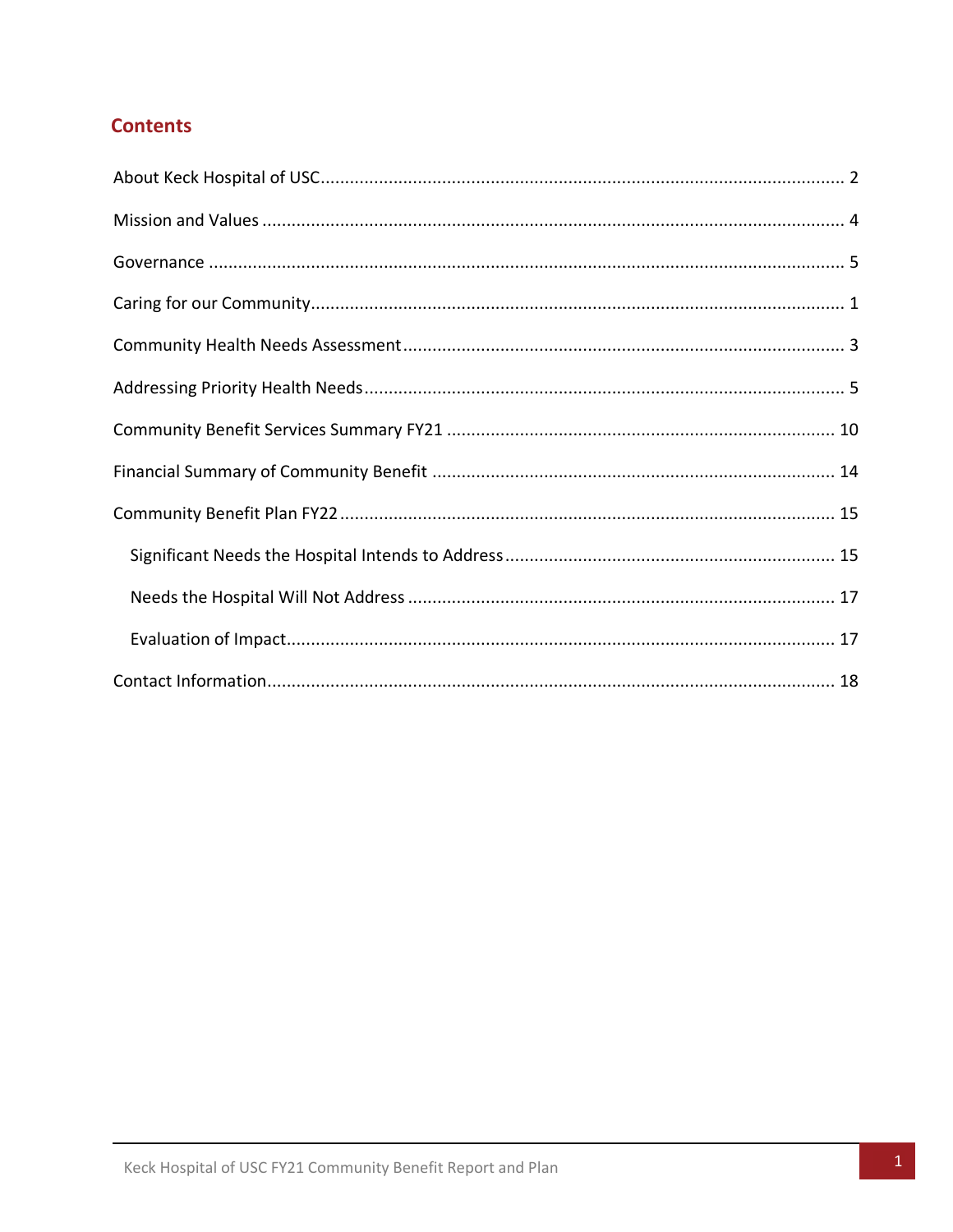## Contents

About Keck Hospital of USC ........................................................................................................ 2

Mission and Values ...................................................................................................................... 4

Governance .................................................................................................................................. 5

Caring for our Community............................................................................................................ 1

Community Health Needs Assessment ......................................................................................... 3

Addressing Priority Health Needs.................................................................................................. 5

Community Benefit Services Summary FY21 ............................................................................... 10

Financial Summary of Community Benefit ................................................................................. 14

Community Benefit Plan FY22..................................................................................................... 15

- Significant Needs the Hospital Intends to Address ................................................................. 15
- Needs the Hospital Will Not Address ..................................................................................... 17
- Evaluation of Impact............................................................................................................... 17

Contact Information.................................................................................................................... 18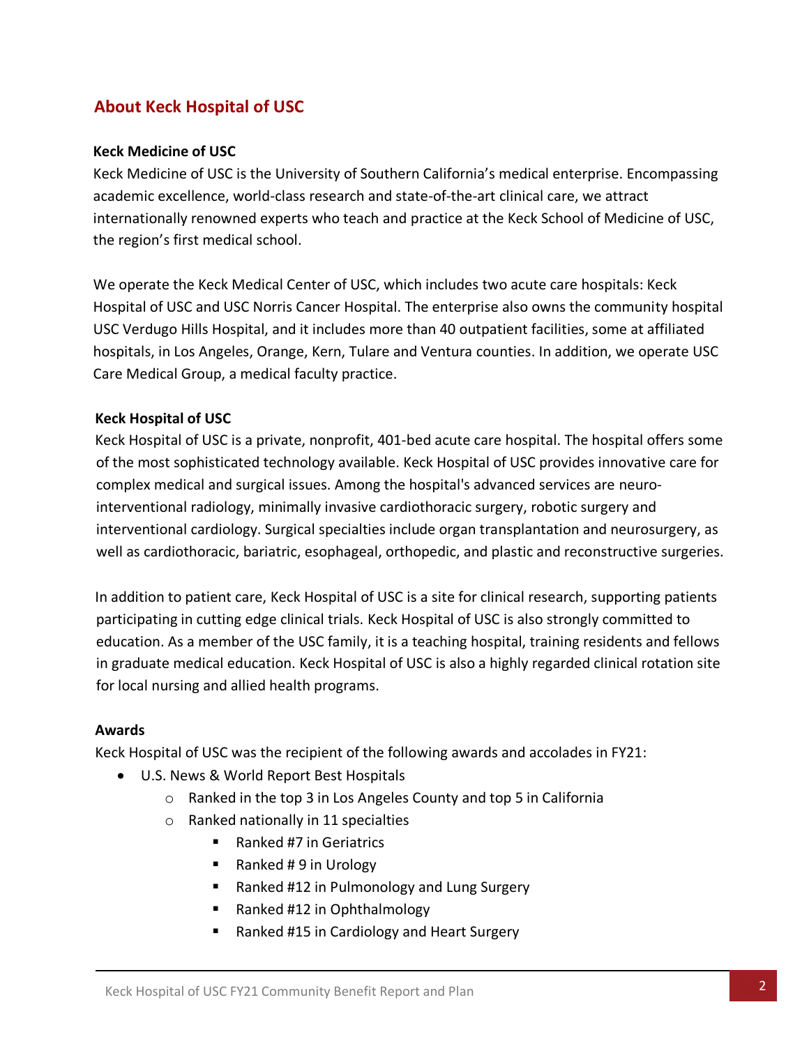## About Keck Hospital of USC

### Keck Medicine of USC

Keck Medicine of USC is the University of Southern California's medical enterprise. Encompassing academic excellence, world-class research and state-of-the-art clinical care, we attract internationally renowned experts who teach and practice at the Keck School of Medicine of USC, the region's first medical school.

We operate the Keck Medical Center of USC, which includes two acute care hospitals: Keck Hospital of USC and USC Norris Cancer Hospital. The enterprise also owns the community hospital USC Verdugo Hills Hospital, and it includes more than 40 outpatient facilities, some at affiliated hospitals, in Los Angeles, Orange, Kern, Tulare and Ventura counties. In addition, we operate USC Care Medical Group, a medical faculty practice.

### Keck Hospital of USC

Keck Hospital of USC is a private, nonprofit, 401-bed acute care hospital. The hospital offers some of the most sophisticated technology available. Keck Hospital of USC provides innovative care for complex medical and surgical issues. Among the hospital's advanced services are neuro-interventional radiology, minimally invasive cardiothoracic surgery, robotic surgery and interventional cardiology. Surgical specialties include organ transplantation and neurosurgery, as well as cardiothoracic, bariatric, esophageal, orthopedic, and plastic and reconstructive surgeries.

In addition to patient care, Keck Hospital of USC is a site for clinical research, supporting patients participating in cutting edge clinical trials. Keck Hospital of USC is also strongly committed to education. As a member of the USC family, it is a teaching hospital, training residents and fellows in graduate medical education. Keck Hospital of USC is also a highly regarded clinical rotation site for local nursing and allied health programs.

### Awards

Keck Hospital of USC was the recipient of the following awards and accolades in FY21:

- U.S. News & World Report Best Hospitals
  - Ranked in the top 3 in Los Angeles County and top 5 in California
  - Ranked nationally in 11 specialties
    - Ranked #7 in Geriatrics
    - Ranked # 9 in Urology
    - Ranked #12 in Pulmonology and Lung Surgery
    - Ranked #12 in Ophthalmology
    - Ranked #15 in Cardiology and Heart Surgery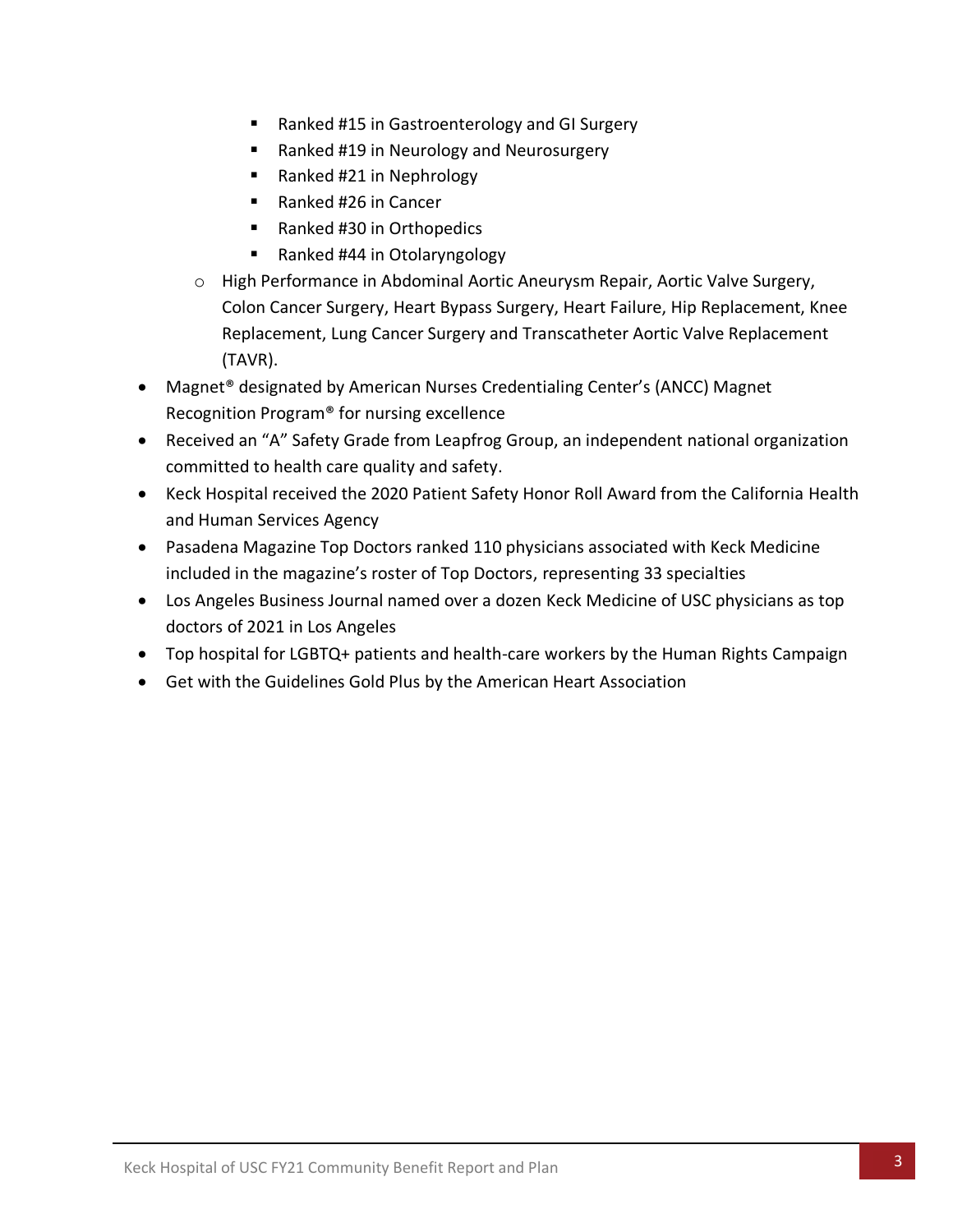- Ranked #15 in Gastroenterology and GI Surgery
        - Ranked #19 in Neurology and Neurosurgery
        - Ranked #21 in Nephrology
        - Ranked #26 in Cancer
        - Ranked #30 in Orthopedics
        - Ranked #44 in Otolaryngology
    - High Performance in Abdominal Aortic Aneurysm Repair, Aortic Valve Surgery, Colon Cancer Surgery, Heart Bypass Surgery, Heart Failure, Hip Replacement, Knee Replacement, Lung Cancer Surgery and Transcatheter Aortic Valve Replacement (TAVR).
- Magnet® designated by American Nurses Credentialing Center's (ANCC) Magnet Recognition Program® for nursing excellence
- Received an "A" Safety Grade from Leapfrog Group, an independent national organization committed to health care quality and safety.
- Keck Hospital received the 2020 Patient Safety Honor Roll Award from the California Health and Human Services Agency
- Pasadena Magazine Top Doctors ranked 110 physicians associated with Keck Medicine included in the magazine's roster of Top Doctors, representing 33 specialties
- Los Angeles Business Journal named over a dozen Keck Medicine of USC physicians as top doctors of 2021 in Los Angeles
- Top hospital for LGBTQ+ patients and health-care workers by the Human Rights Campaign
- Get with the Guidelines Gold Plus by the American Heart Association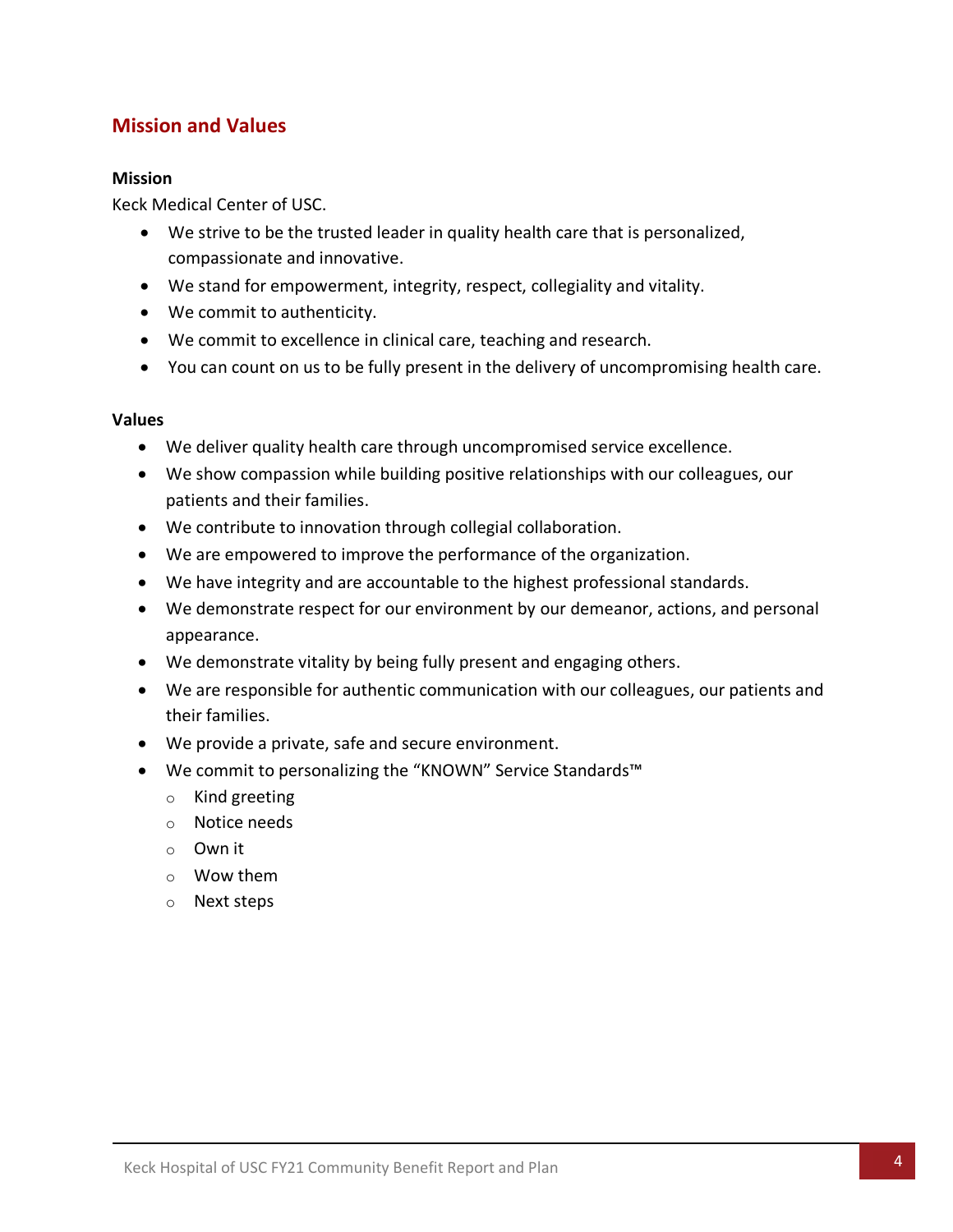## Mission and Values

### Mission

Keck Medical Center of USC.

- We strive to be the trusted leader in quality health care that is personalized, compassionate and innovative.
- We stand for empowerment, integrity, respect, collegiality and vitality.
- We commit to authenticity.
- We commit to excellence in clinical care, teaching and research.
- You can count on us to be fully present in the delivery of uncompromising health care.

### Values

- We deliver quality health care through uncompromised service excellence.
- We show compassion while building positive relationships with our colleagues, our patients and their families.
- We contribute to innovation through collegial collaboration.
- We are empowered to improve the performance of the organization.
- We have integrity and are accountable to the highest professional standards.
- We demonstrate respect for our environment by our demeanor, actions, and personal appearance.
- We demonstrate vitality by being fully present and engaging others.
- We are responsible for authentic communication with our colleagues, our patients and their families.
- We provide a private, safe and secure environment.
- We commit to personalizing the "KNOWN" Service Standards™
  - Kind greeting
  - Notice needs
  - Own it
  - Wow them
  - Next steps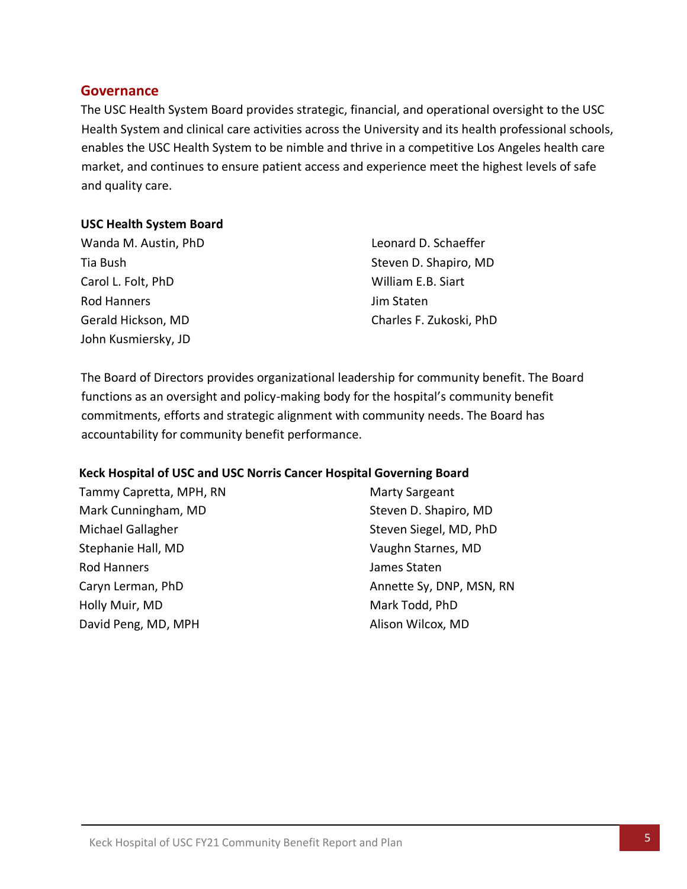## Governance

The USC Health System Board provides strategic, financial, and operational oversight to the USC Health System and clinical care activities across the University and its health professional schools, enables the USC Health System to be nimble and thrive in a competitive Los Angeles health care market, and continues to ensure patient access and experience meet the highest levels of safe and quality care.

**USC Health System Board**

Wanda M. Austin, PhD
Tia Bush
Carol L. Folt, PhD
Rod Hanners
Gerald Hickson, MD
John Kusmiersky, JD
Leonard D. Schaeffer
Steven D. Shapiro, MD
William E.B. Siart
Jim Staten
Charles F. Zukoski, PhD

The Board of Directors provides organizational leadership for community benefit. The Board functions as an oversight and policy-making body for the hospital's community benefit commitments, efforts and strategic alignment with community needs. The Board has accountability for community benefit performance.

**Keck Hospital of USC and USC Norris Cancer Hospital Governing Board**

Tammy Capretta, MPH, RN
Mark Cunningham, MD
Michael Gallagher
Stephanie Hall, MD
Rod Hanners
Caryn Lerman, PhD
Holly Muir, MD
David Peng, MD, MPH
Marty Sargeant
Steven D. Shapiro, MD
Steven Siegel, MD, PhD
Vaughn Starnes, MD
James Staten
Annette Sy, DNP, MSN, RN
Mark Todd, PhD
Alison Wilcox, MD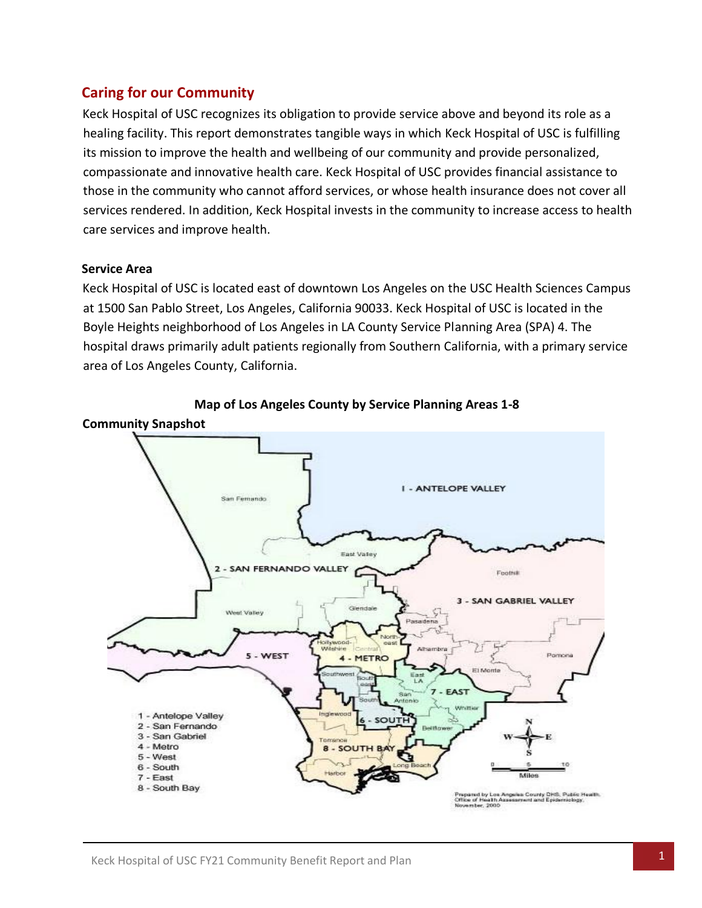## Caring for our Community

Keck Hospital of USC recognizes its obligation to provide service above and beyond its role as a healing facility. This report demonstrates tangible ways in which Keck Hospital of USC is fulfilling its mission to improve the health and wellbeing of our community and provide personalized, compassionate and innovative health care. Keck Hospital of USC provides financial assistance to those in the community who cannot afford services, or whose health insurance does not cover all services rendered. In addition, Keck Hospital invests in the community to increase access to health care services and improve health.

### Service Area

Keck Hospital of USC is located east of downtown Los Angeles on the USC Health Sciences Campus at 1500 San Pablo Street, Los Angeles, California 90033. Keck Hospital of USC is located in the Boyle Heights neighborhood of Los Angeles in LA County Service Planning Area (SPA) 4. The hospital draws primarily adult patients regionally from Southern California, with a primary service area of Los Angeles County, California.

**Map of Los Angeles County by Service Planning Areas 1-8**

**Community Snapshot**

1 - Antelope Valley
2 - San Fernando
3 - San Gabriel
4 - Metro
5 - West
6 - South
7 - East
8 - South Bay

Prepared by Los Angeles County DHS, Public Health, Office of Health Assessment and Epidemiology, November, 2000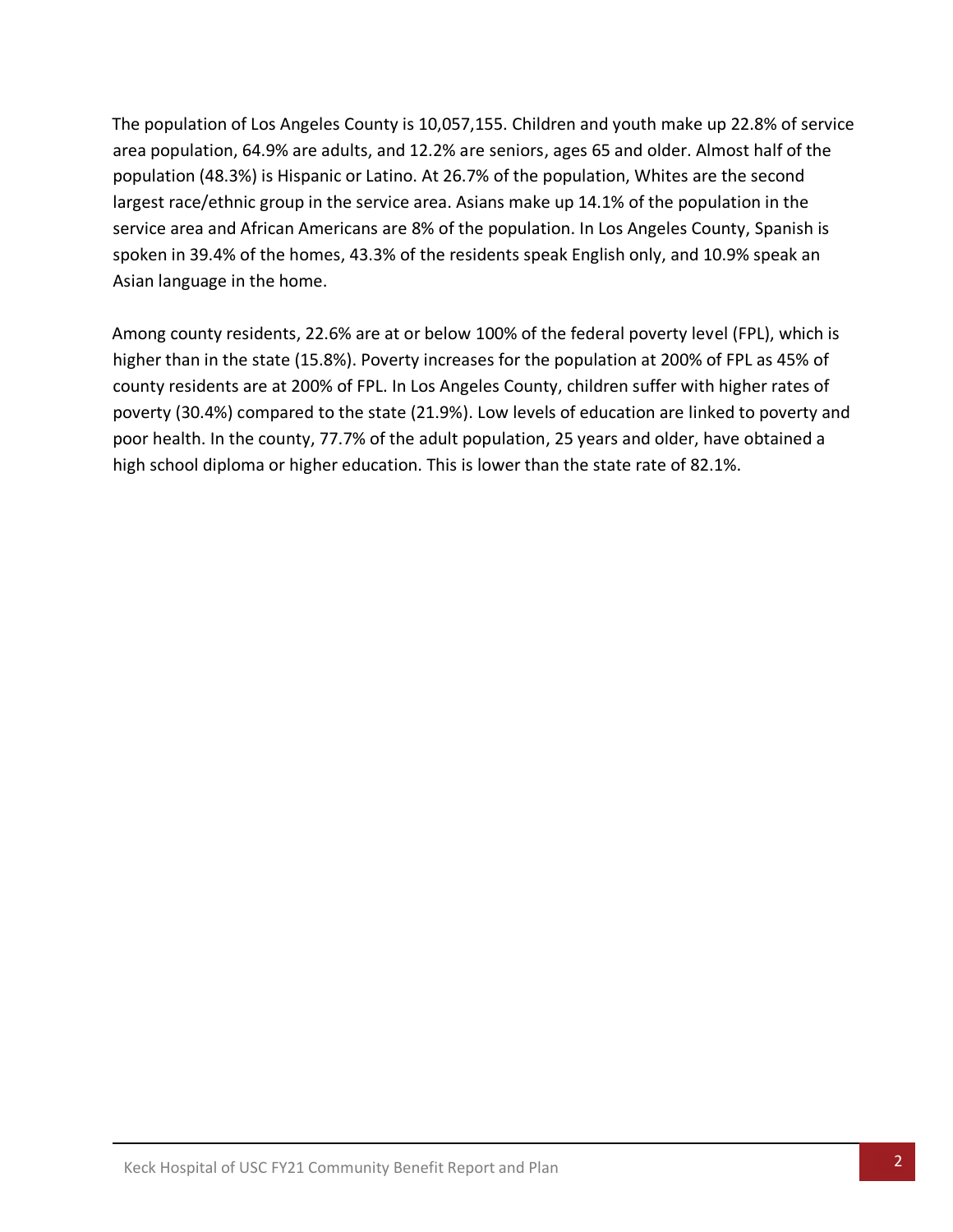The population of Los Angeles County is 10,057,155. Children and youth make up 22.8% of service area population, 64.9% are adults, and 12.2% are seniors, ages 65 and older. Almost half of the population (48.3%) is Hispanic or Latino. At 26.7% of the population, Whites are the second largest race/ethnic group in the service area. Asians make up 14.1% of the population in the service area and African Americans are 8% of the population. In Los Angeles County, Spanish is spoken in 39.4% of the homes, 43.3% of the residents speak English only, and 10.9% speak an Asian language in the home.

Among county residents, 22.6% are at or below 100% of the federal poverty level (FPL), which is higher than in the state (15.8%). Poverty increases for the population at 200% of FPL as 45% of county residents are at 200% of FPL. In Los Angeles County, children suffer with higher rates of poverty (30.4%) compared to the state (21.9%). Low levels of education are linked to poverty and poor health. In the county, 77.7% of the adult population, 25 years and older, have obtained a high school diploma or higher education. This is lower than the state rate of 82.1%.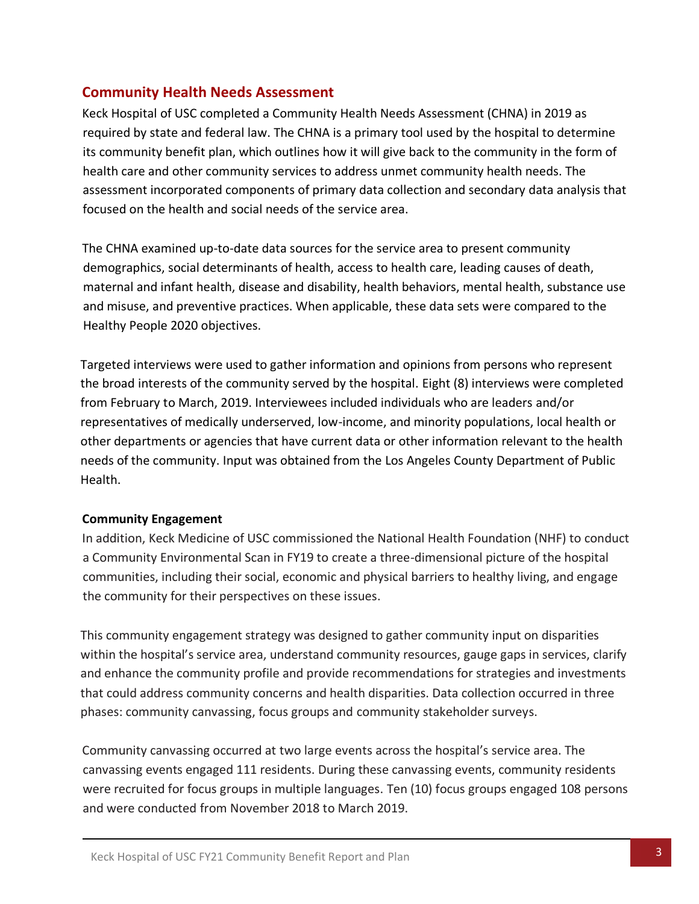## Community Health Needs Assessment

Keck Hospital of USC completed a Community Health Needs Assessment (CHNA) in 2019 as required by state and federal law. The CHNA is a primary tool used by the hospital to determine its community benefit plan, which outlines how it will give back to the community in the form of health care and other community services to address unmet community health needs. The assessment incorporated components of primary data collection and secondary data analysis that focused on the health and social needs of the service area.

The CHNA examined up-to-date data sources for the service area to present community demographics, social determinants of health, access to health care, leading causes of death, maternal and infant health, disease and disability, health behaviors, mental health, substance use and misuse, and preventive practices. When applicable, these data sets were compared to the Healthy People 2020 objectives.

Targeted interviews were used to gather information and opinions from persons who represent the broad interests of the community served by the hospital. Eight (8) interviews were completed from February to March, 2019. Interviewees included individuals who are leaders and/or representatives of medically underserved, low-income, and minority populations, local health or other departments or agencies that have current data or other information relevant to the health needs of the community. Input was obtained from the Los Angeles County Department of Public Health.

### Community Engagement

In addition, Keck Medicine of USC commissioned the National Health Foundation (NHF) to conduct a Community Environmental Scan in FY19 to create a three-dimensional picture of the hospital communities, including their social, economic and physical barriers to healthy living, and engage the community for their perspectives on these issues.

This community engagement strategy was designed to gather community input on disparities within the hospital's service area, understand community resources, gauge gaps in services, clarify and enhance the community profile and provide recommendations for strategies and investments that could address community concerns and health disparities. Data collection occurred in three phases: community canvassing, focus groups and community stakeholder surveys.

Community canvassing occurred at two large events across the hospital's service area. The canvassing events engaged 111 residents. During these canvassing events, community residents were recruited for focus groups in multiple languages. Ten (10) focus groups engaged 108 persons and were conducted from November 2018 to March 2019.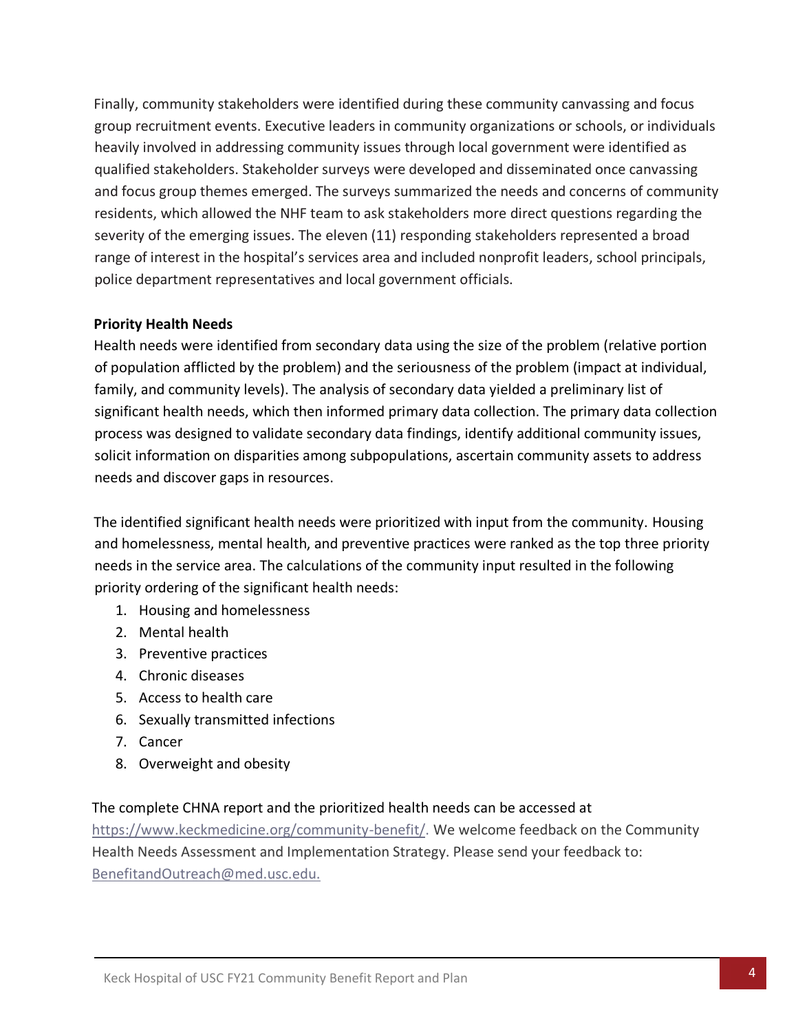Finally, community stakeholders were identified during these community canvassing and focus group recruitment events. Executive leaders in community organizations or schools, or individuals heavily involved in addressing community issues through local government were identified as qualified stakeholders. Stakeholder surveys were developed and disseminated once canvassing and focus group themes emerged. The surveys summarized the needs and concerns of community residents, which allowed the NHF team to ask stakeholders more direct questions regarding the severity of the emerging issues. The eleven (11) responding stakeholders represented a broad range of interest in the hospital's services area and included nonprofit leaders, school principals, police department representatives and local government officials.

**Priority Health Needs**

Health needs were identified from secondary data using the size of the problem (relative portion of population afflicted by the problem) and the seriousness of the problem (impact at individual, family, and community levels). The analysis of secondary data yielded a preliminary list of significant health needs, which then informed primary data collection. The primary data collection process was designed to validate secondary data findings, identify additional community issues, solicit information on disparities among subpopulations, ascertain community assets to address needs and discover gaps in resources.

The identified significant health needs were prioritized with input from the community. Housing and homelessness, mental health, and preventive practices were ranked as the top three priority needs in the service area. The calculations of the community input resulted in the following priority ordering of the significant health needs:

1. Housing and homelessness
2. Mental health
3. Preventive practices
4. Chronic diseases
5. Access to health care
6. Sexually transmitted infections
7. Cancer
8. Overweight and obesity

The complete CHNA report and the prioritized health needs can be accessed at https://www.keckmedicine.org/community-benefit/. We welcome feedback on the Community Health Needs Assessment and Implementation Strategy. Please send your feedback to: BenefitandOutreach@med.usc.edu.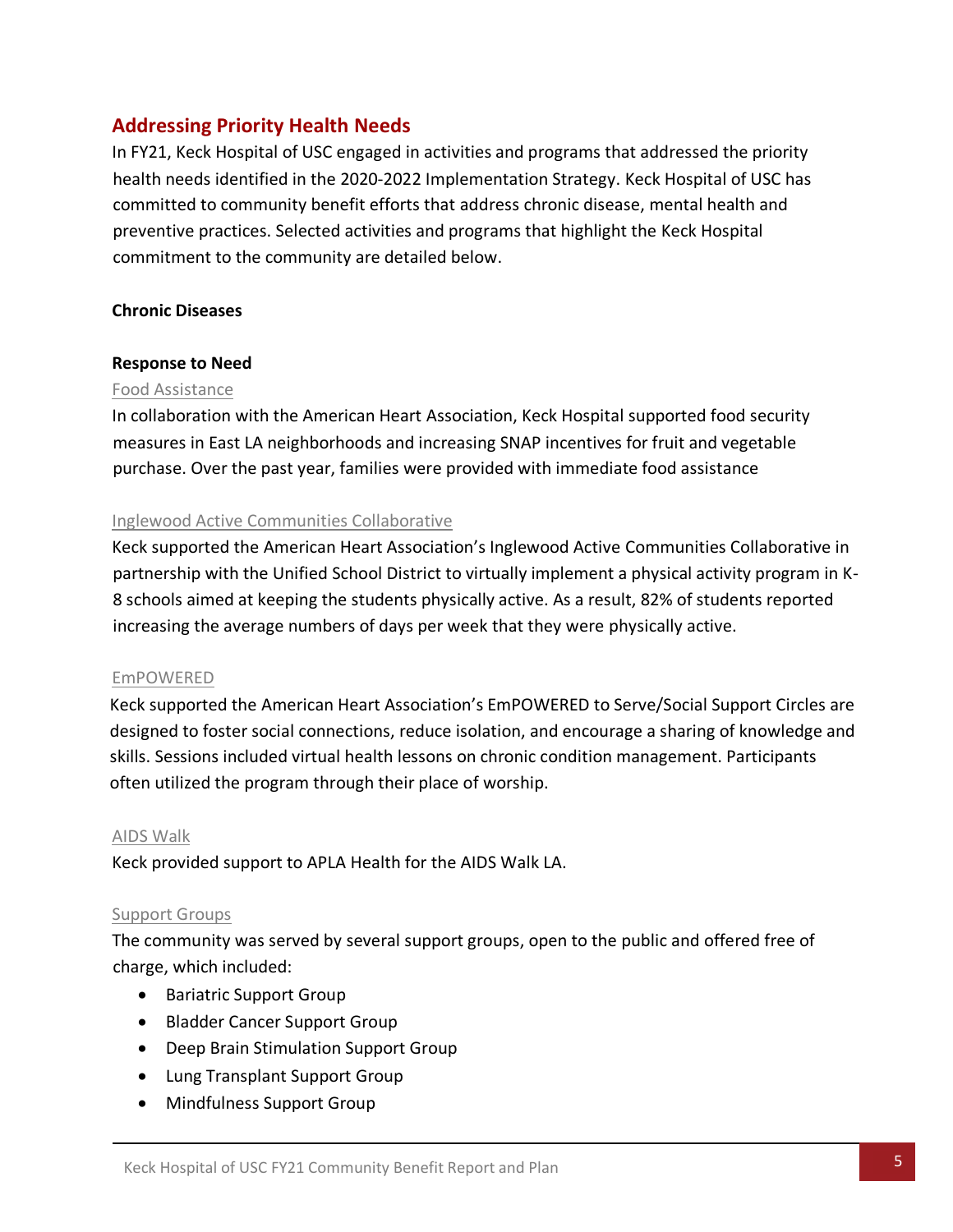## Addressing Priority Health Needs

In FY21, Keck Hospital of USC engaged in activities and programs that addressed the priority health needs identified in the 2020-2022 Implementation Strategy. Keck Hospital of USC has committed to community benefit efforts that address chronic disease, mental health and preventive practices. Selected activities and programs that highlight the Keck Hospital commitment to the community are detailed below.

### Chronic Diseases

#### Response to Need

Food Assistance

In collaboration with the American Heart Association, Keck Hospital supported food security measures in East LA neighborhoods and increasing SNAP incentives for fruit and vegetable purchase. Over the past year, families were provided with immediate food assistance

Inglewood Active Communities Collaborative

Keck supported the American Heart Association's Inglewood Active Communities Collaborative in partnership with the Unified School District to virtually implement a physical activity program in K-8 schools aimed at keeping the students physically active. As a result, 82% of students reported increasing the average numbers of days per week that they were physically active.

EmPOWERED

Keck supported the American Heart Association's EmPOWERED to Serve/Social Support Circles are designed to foster social connections, reduce isolation, and encourage a sharing of knowledge and skills. Sessions included virtual health lessons on chronic condition management. Participants often utilized the program through their place of worship.

AIDS Walk

Keck provided support to APLA Health for the AIDS Walk LA.

Support Groups

The community was served by several support groups, open to the public and offered free of charge, which included:

- Bariatric Support Group
- Bladder Cancer Support Group
- Deep Brain Stimulation Support Group
- Lung Transplant Support Group
- Mindfulness Support Group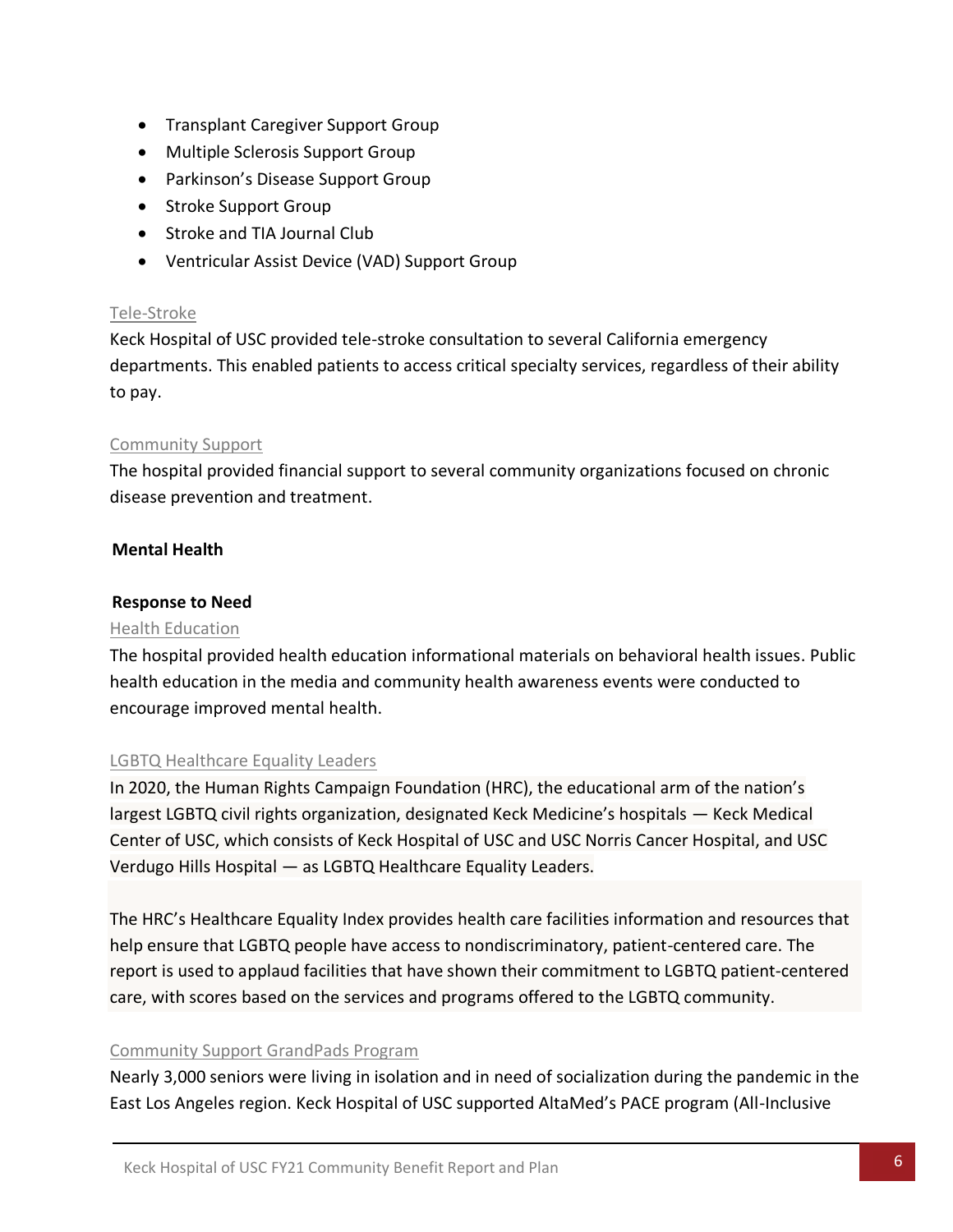- Transplant Caregiver Support Group
- Multiple Sclerosis Support Group
- Parkinson's Disease Support Group
- Stroke Support Group
- Stroke and TIA Journal Club
- Ventricular Assist Device (VAD) Support Group

Tele-Stroke

Keck Hospital of USC provided tele-stroke consultation to several California emergency departments. This enabled patients to access critical specialty services, regardless of their ability to pay.

Community Support

The hospital provided financial support to several community organizations focused on chronic disease prevention and treatment.

**Mental Health**

**Response to Need**

Health Education

The hospital provided health education informational materials on behavioral health issues. Public health education in the media and community health awareness events were conducted to encourage improved mental health.

LGBTQ Healthcare Equality Leaders

In 2020, the Human Rights Campaign Foundation (HRC), the educational arm of the nation's largest LGBTQ civil rights organization, designated Keck Medicine's hospitals — Keck Medical Center of USC, which consists of Keck Hospital of USC and USC Norris Cancer Hospital, and USC Verdugo Hills Hospital — as LGBTQ Healthcare Equality Leaders.

The HRC's Healthcare Equality Index provides health care facilities information and resources that help ensure that LGBTQ people have access to nondiscriminatory, patient-centered care. The report is used to applaud facilities that have shown their commitment to LGBTQ patient-centered care, with scores based on the services and programs offered to the LGBTQ community.

Community Support GrandPads Program

Nearly 3,000 seniors were living in isolation and in need of socialization during the pandemic in the East Los Angeles region. Keck Hospital of USC supported AltaMed's PACE program (All-Inclusive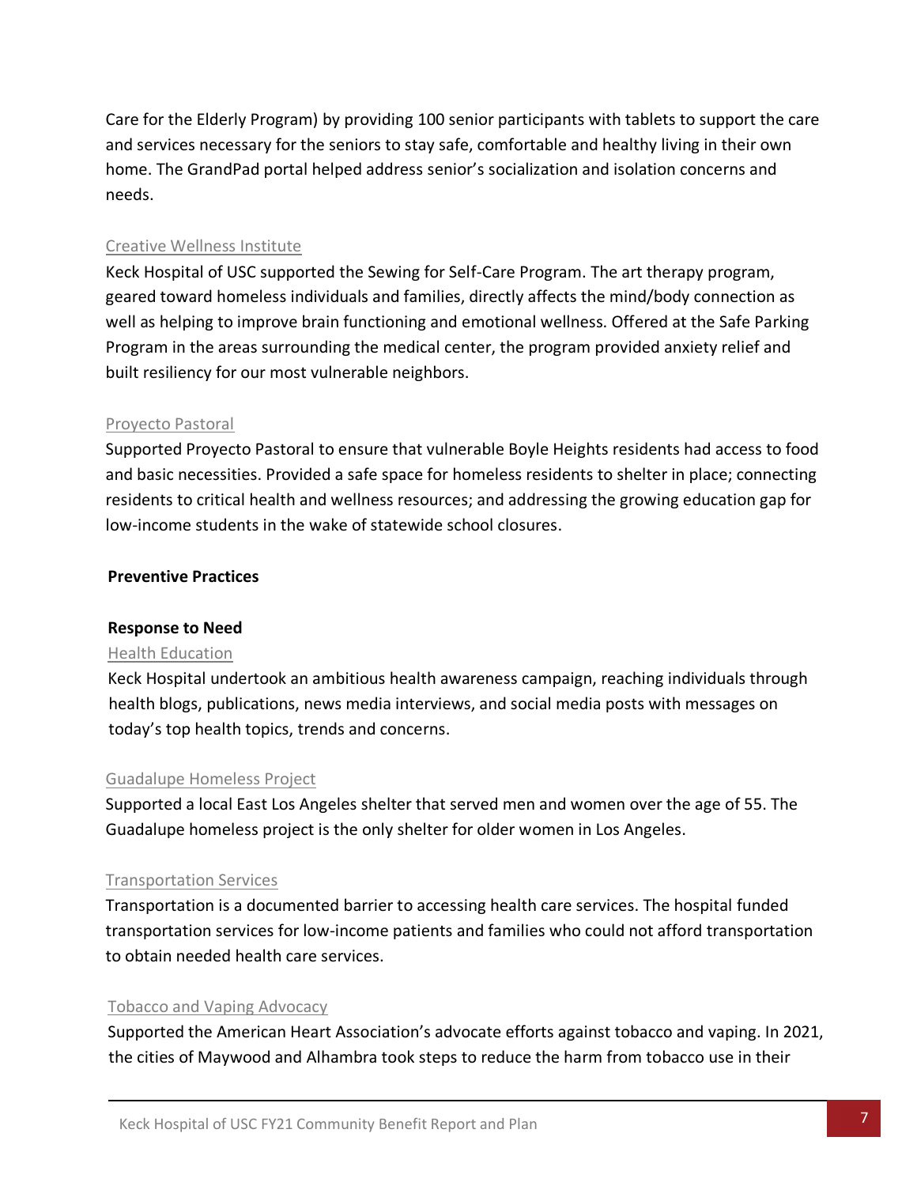Care for the Elderly Program) by providing 100 senior participants with tablets to support the care and services necessary for the seniors to stay safe, comfortable and healthy living in their own home. The GrandPad portal helped address senior's socialization and isolation concerns and needs.

Creative Wellness Institute

Keck Hospital of USC supported the Sewing for Self-Care Program. The art therapy program, geared toward homeless individuals and families, directly affects the mind/body connection as well as helping to improve brain functioning and emotional wellness. Offered at the Safe Parking Program in the areas surrounding the medical center, the program provided anxiety relief and built resiliency for our most vulnerable neighbors.

Proyecto Pastoral

Supported Proyecto Pastoral to ensure that vulnerable Boyle Heights residents had access to food and basic necessities. Provided a safe space for homeless residents to shelter in place; connecting residents to critical health and wellness resources; and addressing the growing education gap for low-income students in the wake of statewide school closures.

**Preventive Practices**

**Response to Need**

Health Education

Keck Hospital undertook an ambitious health awareness campaign, reaching individuals through health blogs, publications, news media interviews, and social media posts with messages on today's top health topics, trends and concerns.

Guadalupe Homeless Project

Supported a local East Los Angeles shelter that served men and women over the age of 55. The Guadalupe homeless project is the only shelter for older women in Los Angeles.

Transportation Services

Transportation is a documented barrier to accessing health care services. The hospital funded transportation services for low-income patients and families who could not afford transportation to obtain needed health care services.

Tobacco and Vaping Advocacy

Supported the American Heart Association's advocate efforts against tobacco and vaping. In 2021, the cities of Maywood and Alhambra took steps to reduce the harm from tobacco use in their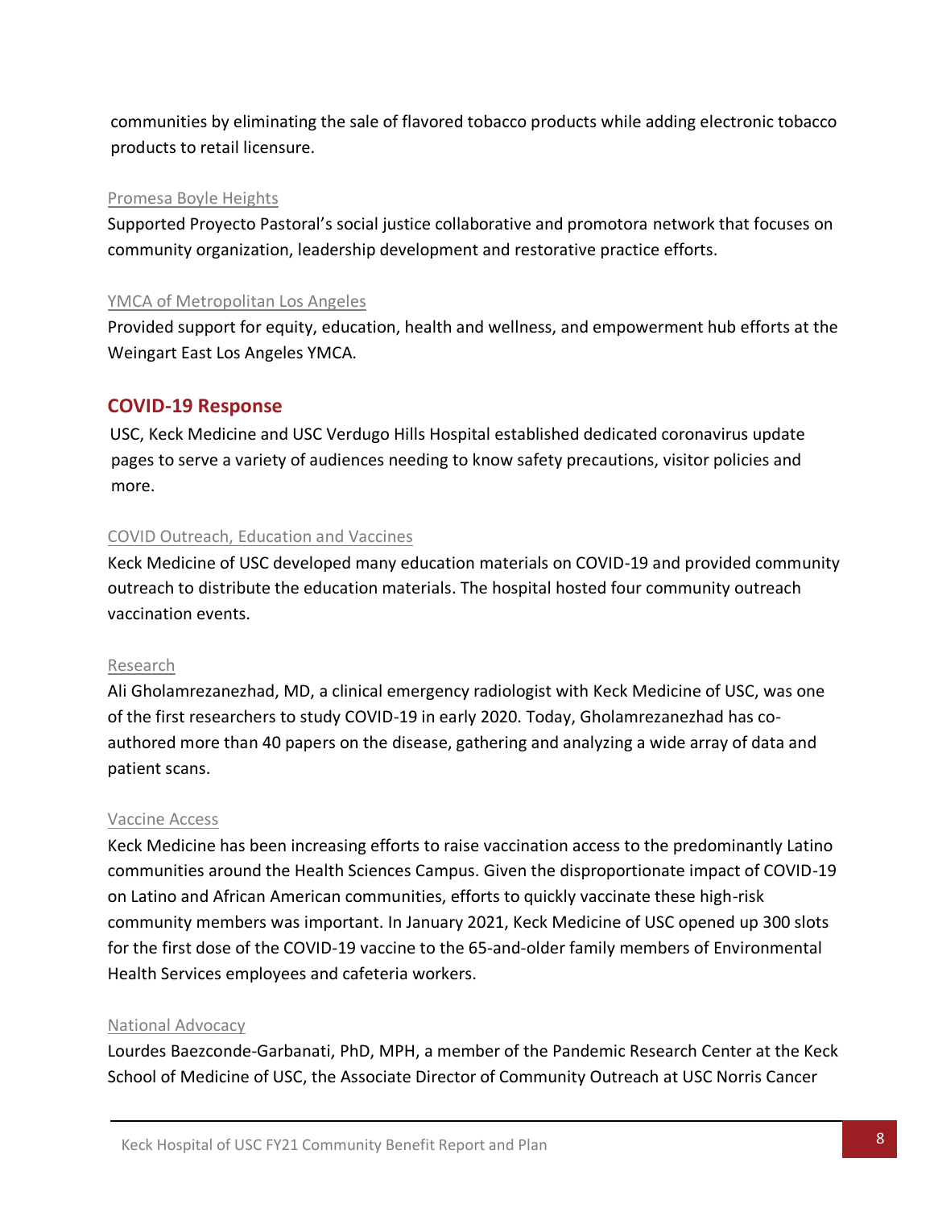communities by eliminating the sale of flavored tobacco products while adding electronic tobacco products to retail licensure.

Promesa Boyle Heights

Supported Proyecto Pastoral's social justice collaborative and promotora network that focuses on community organization, leadership development and restorative practice efforts.

YMCA of Metropolitan Los Angeles

Provided support for equity, education, health and wellness, and empowerment hub efforts at the Weingart East Los Angeles YMCA.

## COVID-19 Response

USC, Keck Medicine and USC Verdugo Hills Hospital established dedicated coronavirus update pages to serve a variety of audiences needing to know safety precautions, visitor policies and more.

COVID Outreach, Education and Vaccines

Keck Medicine of USC developed many education materials on COVID-19 and provided community outreach to distribute the education materials. The hospital hosted four community outreach vaccination events.

Research

Ali Gholamrezanezhad, MD, a clinical emergency radiologist with Keck Medicine of USC, was one of the first researchers to study COVID-19 in early 2020. Today, Gholamrezanezhad has co-authored more than 40 papers on the disease, gathering and analyzing a wide array of data and patient scans.

Vaccine Access

Keck Medicine has been increasing efforts to raise vaccination access to the predominantly Latino communities around the Health Sciences Campus. Given the disproportionate impact of COVID-19 on Latino and African American communities, efforts to quickly vaccinate these high-risk community members was important. In January 2021, Keck Medicine of USC opened up 300 slots for the first dose of the COVID-19 vaccine to the 65-and-older family members of Environmental Health Services employees and cafeteria workers.

National Advocacy

Lourdes Baezconde-Garbanati, PhD, MPH, a member of the Pandemic Research Center at the Keck School of Medicine of USC, the Associate Director of Community Outreach at USC Norris Cancer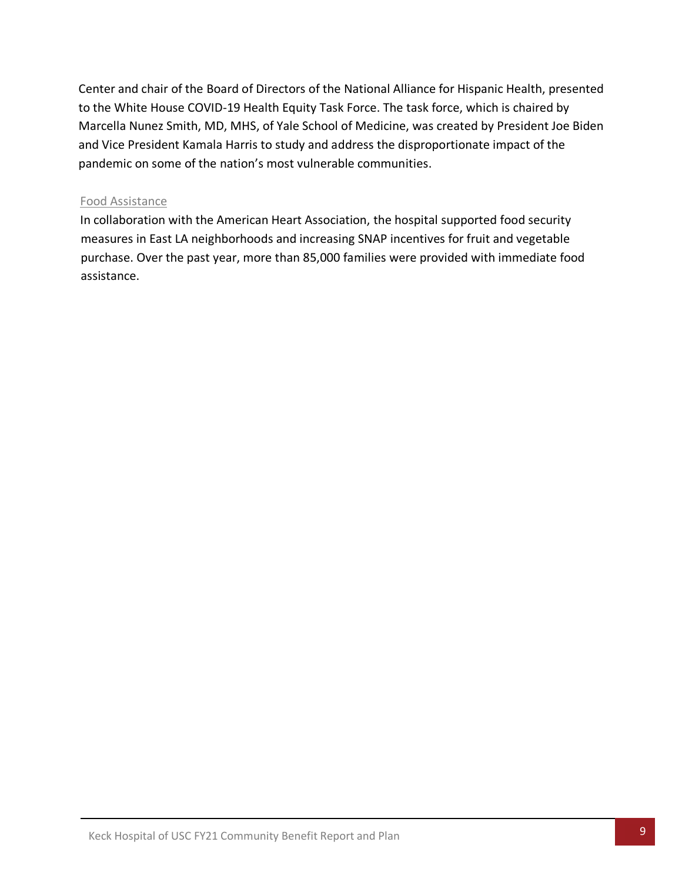Center and chair of the Board of Directors of the National Alliance for Hispanic Health, presented to the White House COVID-19 Health Equity Task Force. The task force, which is chaired by Marcella Nunez Smith, MD, MHS, of Yale School of Medicine, was created by President Joe Biden and Vice President Kamala Harris to study and address the disproportionate impact of the pandemic on some of the nation's most vulnerable communities.

### Food Assistance

In collaboration with the American Heart Association, the hospital supported food security measures in East LA neighborhoods and increasing SNAP incentives for fruit and vegetable purchase. Over the past year, more than 85,000 families were provided with immediate food assistance.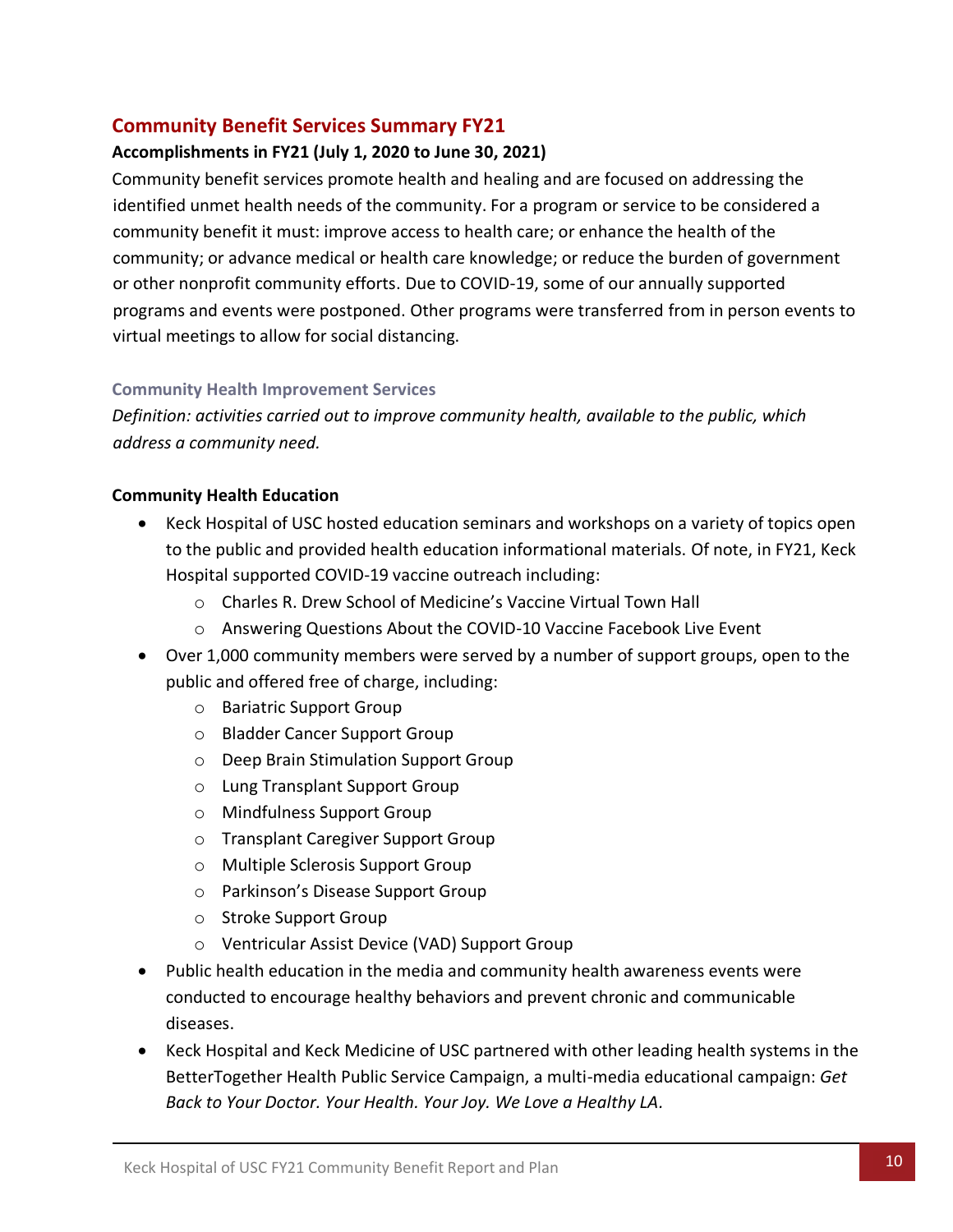## Community Benefit Services Summary FY21

**Accomplishments in FY21 (July 1, 2020 to June 30, 2021)**

Community benefit services promote health and healing and are focused on addressing the identified unmet health needs of the community. For a program or service to be considered a community benefit it must: improve access to health care; or enhance the health of the community; or advance medical or health care knowledge; or reduce the burden of government or other nonprofit community efforts. Due to COVID-19, some of our annually supported programs and events were postponed. Other programs were transferred from in person events to virtual meetings to allow for social distancing.

### Community Health Improvement Services

*Definition: activities carried out to improve community health, available to the public, which address a community need.*

**Community Health Education**

- Keck Hospital of USC hosted education seminars and workshops on a variety of topics open to the public and provided health education informational materials. Of note, in FY21, Keck Hospital supported COVID-19 vaccine outreach including:
  - Charles R. Drew School of Medicine's Vaccine Virtual Town Hall
  - Answering Questions About the COVID-10 Vaccine Facebook Live Event
- Over 1,000 community members were served by a number of support groups, open to the public and offered free of charge, including:
  - Bariatric Support Group
  - Bladder Cancer Support Group
  - Deep Brain Stimulation Support Group
  - Lung Transplant Support Group
  - Mindfulness Support Group
  - Transplant Caregiver Support Group
  - Multiple Sclerosis Support Group
  - Parkinson's Disease Support Group
  - Stroke Support Group
  - Ventricular Assist Device (VAD) Support Group
- Public health education in the media and community health awareness events were conducted to encourage healthy behaviors and prevent chronic and communicable diseases.
- Keck Hospital and Keck Medicine of USC partnered with other leading health systems in the BetterTogether Health Public Service Campaign, a multi-media educational campaign: *Get Back to Your Doctor. Your Health. Your Joy. We Love a Healthy LA.*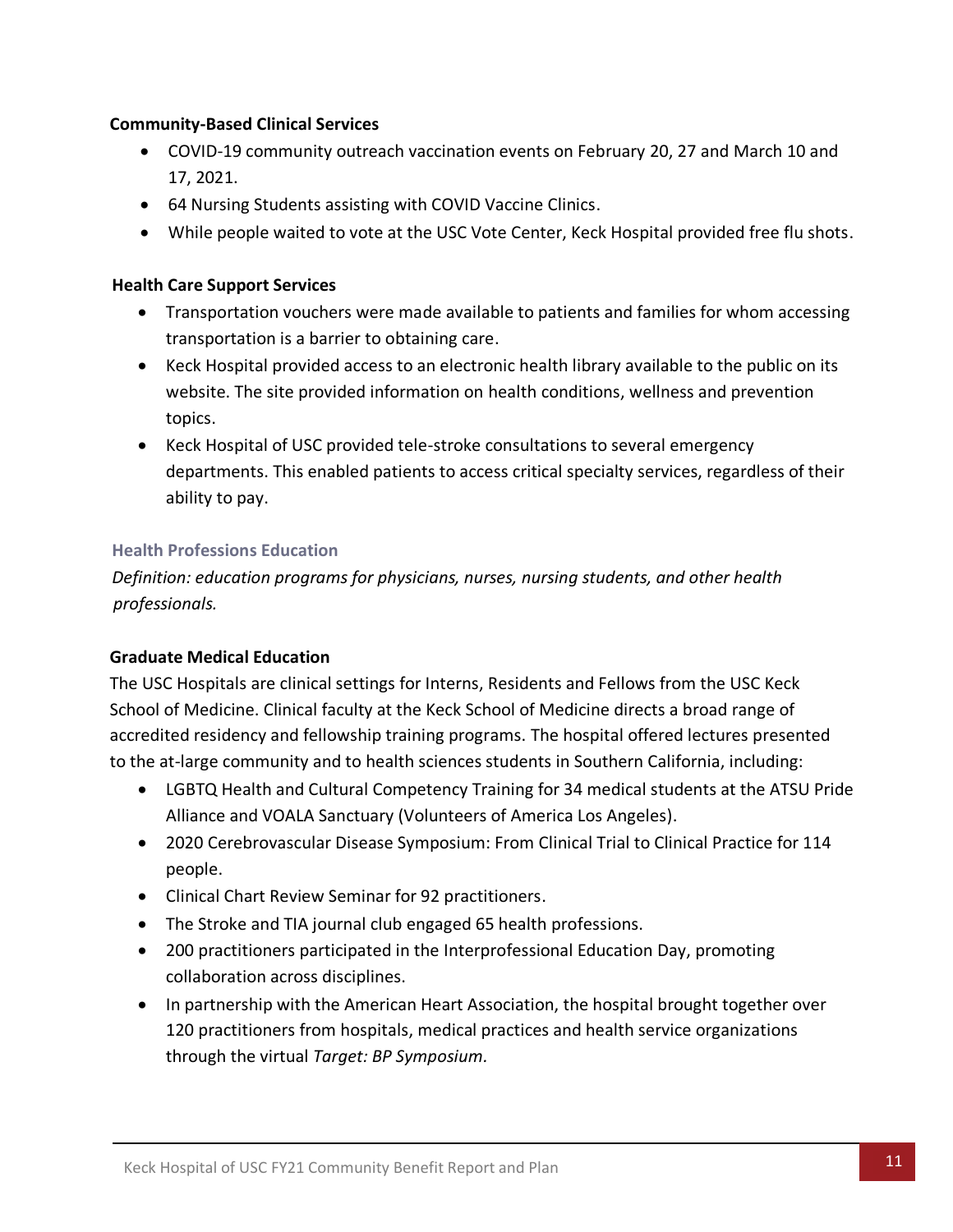**Community-Based Clinical Services**

- COVID-19 community outreach vaccination events on February 20, 27 and March 10 and 17, 2021.
- 64 Nursing Students assisting with COVID Vaccine Clinics.
- While people waited to vote at the USC Vote Center, Keck Hospital provided free flu shots.

**Health Care Support Services**

- Transportation vouchers were made available to patients and families for whom accessing transportation is a barrier to obtaining care.
- Keck Hospital provided access to an electronic health library available to the public on its website. The site provided information on health conditions, wellness and prevention topics.
- Keck Hospital of USC provided tele-stroke consultations to several emergency departments. This enabled patients to access critical specialty services, regardless of their ability to pay.

### Health Professions Education

*Definition: education programs for physicians, nurses, nursing students, and other health professionals.*

**Graduate Medical Education**

The USC Hospitals are clinical settings for Interns, Residents and Fellows from the USC Keck School of Medicine. Clinical faculty at the Keck School of Medicine directs a broad range of accredited residency and fellowship training programs. The hospital offered lectures presented to the at-large community and to health sciences students in Southern California, including:

- LGBTQ Health and Cultural Competency Training for 34 medical students at the ATSU Pride Alliance and VOALA Sanctuary (Volunteers of America Los Angeles).
- 2020 Cerebrovascular Disease Symposium: From Clinical Trial to Clinical Practice for 114 people.
- Clinical Chart Review Seminar for 92 practitioners.
- The Stroke and TIA journal club engaged 65 health professions.
- 200 practitioners participated in the Interprofessional Education Day, promoting collaboration across disciplines.
- In partnership with the American Heart Association, the hospital brought together over 120 practitioners from hospitals, medical practices and health service organizations through the virtual *Target: BP Symposium.*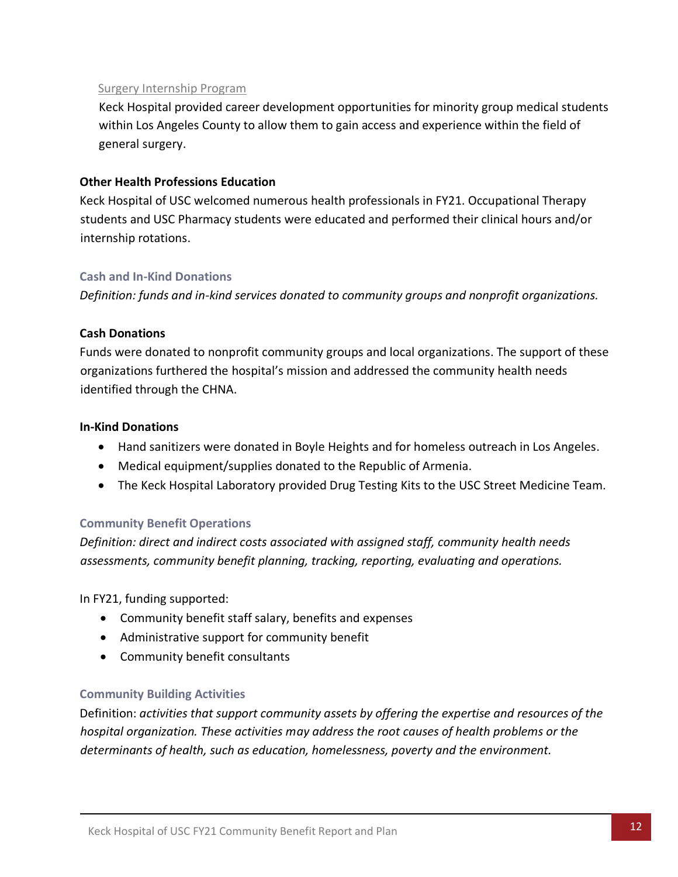Surgery Internship Program

Keck Hospital provided career development opportunities for minority group medical students within Los Angeles County to allow them to gain access and experience within the field of general surgery.

**Other Health Professions Education**

Keck Hospital of USC welcomed numerous health professionals in FY21. Occupational Therapy students and USC Pharmacy students were educated and performed their clinical hours and/or internship rotations.

### Cash and In-Kind Donations

*Definition: funds and in-kind services donated to community groups and nonprofit organizations.*

**Cash Donations**

Funds were donated to nonprofit community groups and local organizations. The support of these organizations furthered the hospital's mission and addressed the community health needs identified through the CHNA.

**In-Kind Donations**

- Hand sanitizers were donated in Boyle Heights and for homeless outreach in Los Angeles.
- Medical equipment/supplies donated to the Republic of Armenia.
- The Keck Hospital Laboratory provided Drug Testing Kits to the USC Street Medicine Team.

### Community Benefit Operations

*Definition: direct and indirect costs associated with assigned staff, community health needs assessments, community benefit planning, tracking, reporting, evaluating and operations.*

In FY21, funding supported:

- Community benefit staff salary, benefits and expenses
- Administrative support for community benefit
- Community benefit consultants

### Community Building Activities

Definition: *activities that support community assets by offering the expertise and resources of the hospital organization. These activities may address the root causes of health problems or the determinants of health, such as education, homelessness, poverty and the environment.*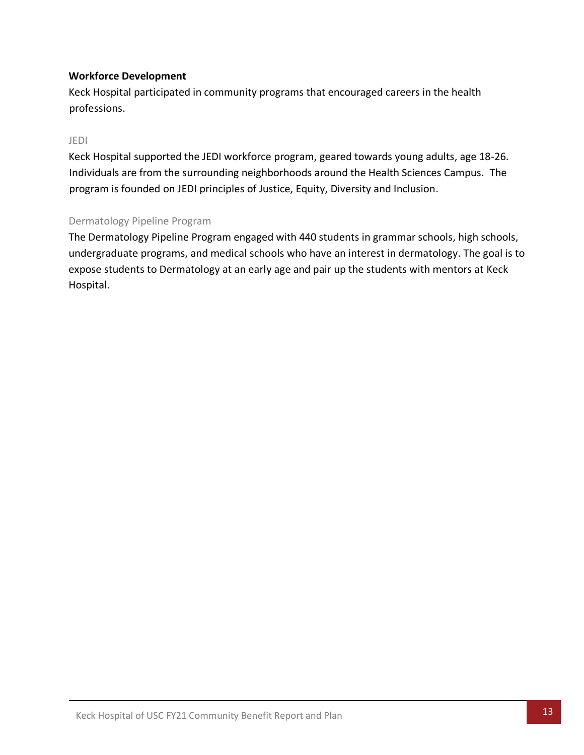**Workforce Development**

Keck Hospital participated in community programs that encouraged careers in the health professions.

### JEDI

Keck Hospital supported the JEDI workforce program, geared towards young adults, age 18-26. Individuals are from the surrounding neighborhoods around the Health Sciences Campus. The program is founded on JEDI principles of Justice, Equity, Diversity and Inclusion.

### Dermatology Pipeline Program

The Dermatology Pipeline Program engaged with 440 students in grammar schools, high schools, undergraduate programs, and medical schools who have an interest in dermatology. The goal is to expose students to Dermatology at an early age and pair up the students with mentors at Keck Hospital.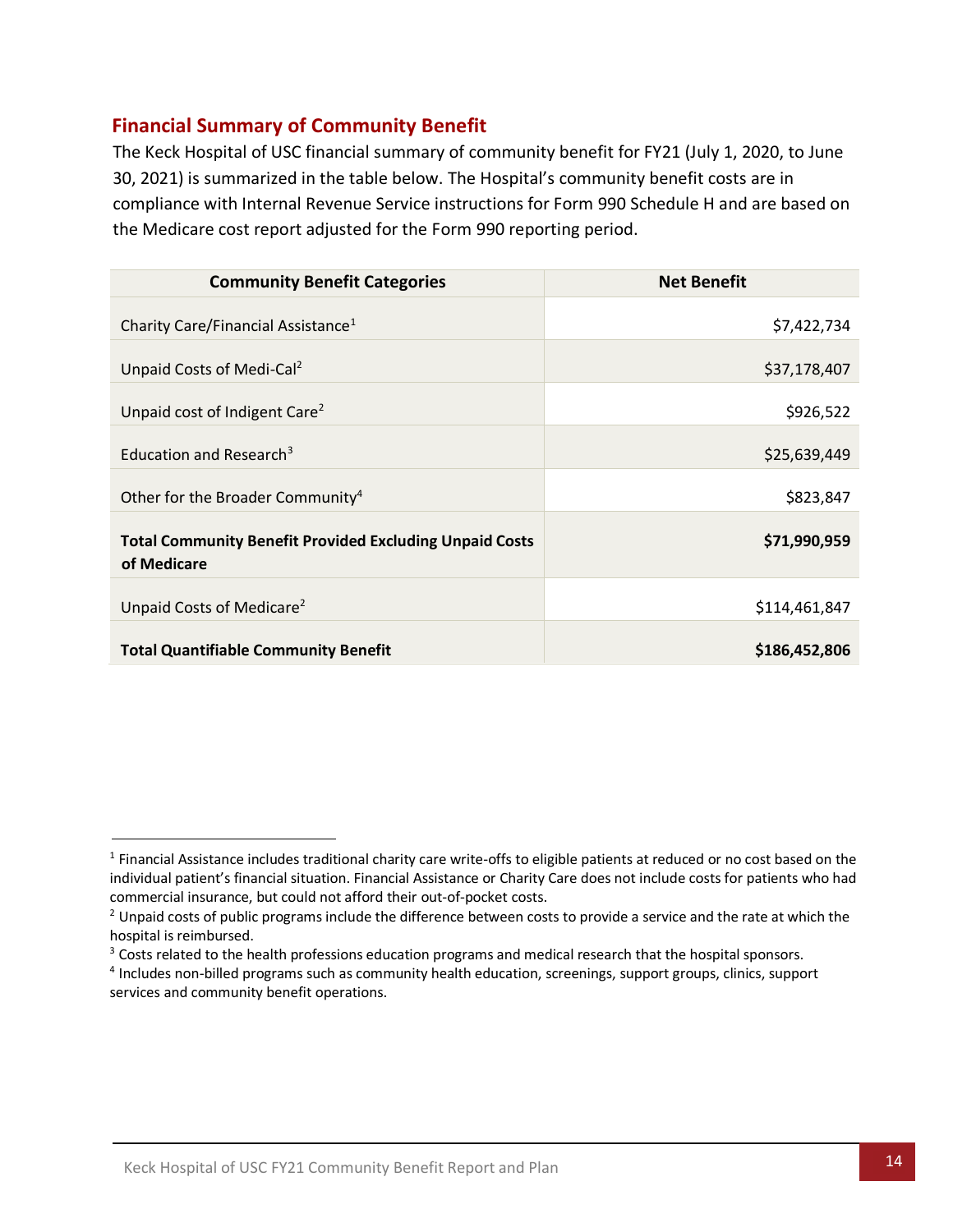## Financial Summary of Community Benefit

The Keck Hospital of USC financial summary of community benefit for FY21 (July 1, 2020, to June 30, 2021) is summarized in the table below. The Hospital's community benefit costs are in compliance with Internal Revenue Service instructions for Form 990 Schedule H and are based on the Medicare cost report adjusted for the Form 990 reporting period.

| Community Benefit Categories | Net Benefit |
|---|---|
| Charity Care/Financial Assistance[1] | $7,422,734 |
| Unpaid Costs of Medi-Cal[2] | $37,178,407 |
| Unpaid cost of Indigent Care[2] | $926,522 |
| Education and Research[3] | $25,639,449 |
| Other for the Broader Community[4] | $823,847 |
| **Total Community Benefit Provided Excluding Unpaid Costs of Medicare** | **$71,990,959** |
| Unpaid Costs of Medicare[2] | $114,461,847 |
| **Total Quantifiable Community Benefit** | **$186,452,806** |

---

[1] Financial Assistance includes traditional charity care write-offs to eligible patients at reduced or no cost based on the individual patient's financial situation. Financial Assistance or Charity Care does not include costs for patients who had commercial insurance, but could not afford their out-of-pocket costs.

[2] Unpaid costs of public programs include the difference between costs to provide a service and the rate at which the hospital is reimbursed.

[3] Costs related to the health professions education programs and medical research that the hospital sponsors.

[4] Includes non-billed programs such as community health education, screenings, support groups, clinics, support services and community benefit operations.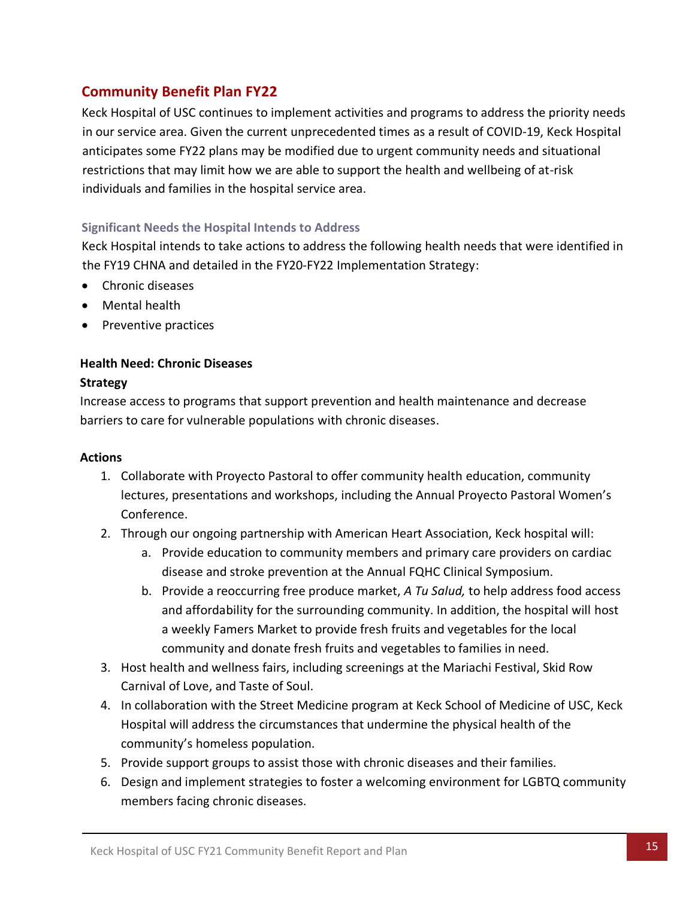## Community Benefit Plan FY22

Keck Hospital of USC continues to implement activities and programs to address the priority needs in our service area. Given the current unprecedented times as a result of COVID-19, Keck Hospital anticipates some FY22 plans may be modified due to urgent community needs and situational restrictions that may limit how we are able to support the health and wellbeing of at-risk individuals and families in the hospital service area.

### Significant Needs the Hospital Intends to Address

Keck Hospital intends to take actions to address the following health needs that were identified in the FY19 CHNA and detailed in the FY20-FY22 Implementation Strategy:

- Chronic diseases
- Mental health
- Preventive practices

**Health Need: Chronic Diseases**

**Strategy**

Increase access to programs that support prevention and health maintenance and decrease barriers to care for vulnerable populations with chronic diseases.

**Actions**

1. Collaborate with Proyecto Pastoral to offer community health education, community lectures, presentations and workshops, including the Annual Proyecto Pastoral Women's Conference.
2. Through our ongoing partnership with American Heart Association, Keck hospital will:
   a. Provide education to community members and primary care providers on cardiac disease and stroke prevention at the Annual FQHC Clinical Symposium.
   b. Provide a reoccurring free produce market, *A Tu Salud,* to help address food access and affordability for the surrounding community. In addition, the hospital will host a weekly Famers Market to provide fresh fruits and vegetables for the local community and donate fresh fruits and vegetables to families in need.
3. Host health and wellness fairs, including screenings at the Mariachi Festival, Skid Row Carnival of Love, and Taste of Soul.
4. In collaboration with the Street Medicine program at Keck School of Medicine of USC, Keck Hospital will address the circumstances that undermine the physical health of the community's homeless population.
5. Provide support groups to assist those with chronic diseases and their families.
6. Design and implement strategies to foster a welcoming environment for LGBTQ community members facing chronic diseases.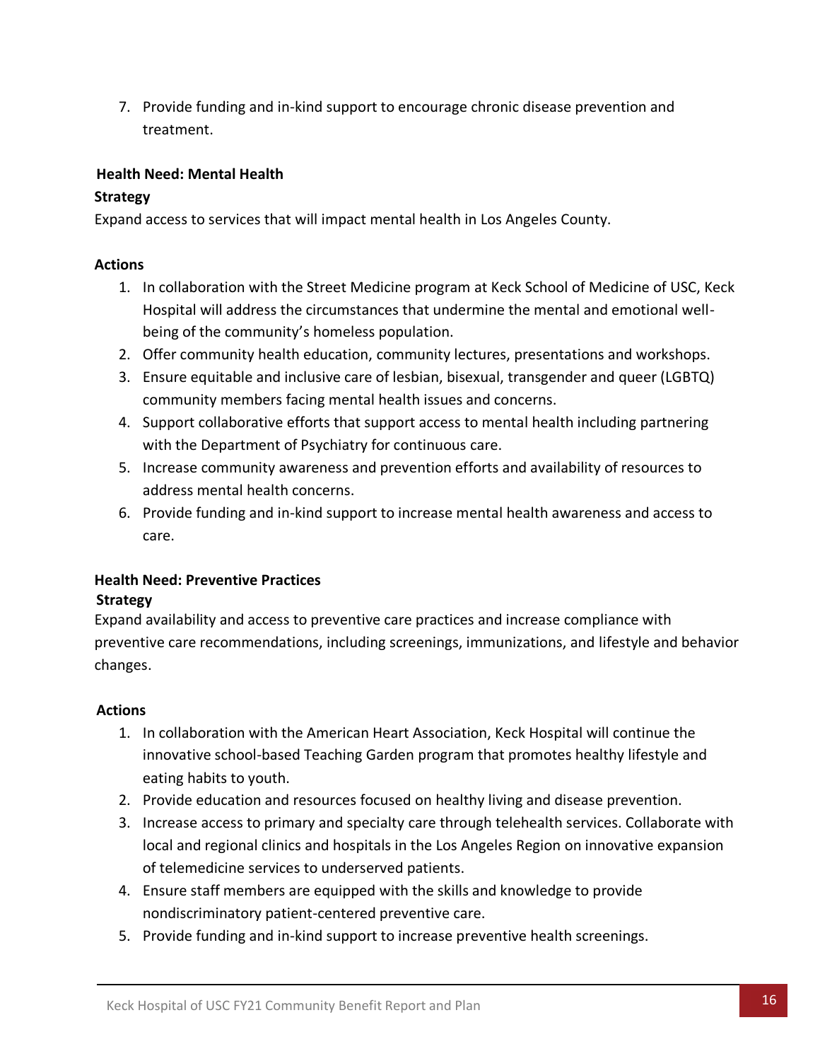7. Provide funding and in-kind support to encourage chronic disease prevention and treatment.

**Health Need: Mental Health**

**Strategy**

Expand access to services that will impact mental health in Los Angeles County.

**Actions**

1. In collaboration with the Street Medicine program at Keck School of Medicine of USC, Keck Hospital will address the circumstances that undermine the mental and emotional well-being of the community's homeless population.
2. Offer community health education, community lectures, presentations and workshops.
3. Ensure equitable and inclusive care of lesbian, bisexual, transgender and queer (LGBTQ) community members facing mental health issues and concerns.
4. Support collaborative efforts that support access to mental health including partnering with the Department of Psychiatry for continuous care.
5. Increase community awareness and prevention efforts and availability of resources to address mental health concerns.
6. Provide funding and in-kind support to increase mental health awareness and access to care.

**Health Need: Preventive Practices**

**Strategy**

Expand availability and access to preventive care practices and increase compliance with preventive care recommendations, including screenings, immunizations, and lifestyle and behavior changes.

**Actions**

1. In collaboration with the American Heart Association, Keck Hospital will continue the innovative school-based Teaching Garden program that promotes healthy lifestyle and eating habits to youth.
2. Provide education and resources focused on healthy living and disease prevention.
3. Increase access to primary and specialty care through telehealth services. Collaborate with local and regional clinics and hospitals in the Los Angeles Region on innovative expansion of telemedicine services to underserved patients.
4. Ensure staff members are equipped with the skills and knowledge to provide nondiscriminatory patient-centered preventive care.
5. Provide funding and in-kind support to increase preventive health screenings.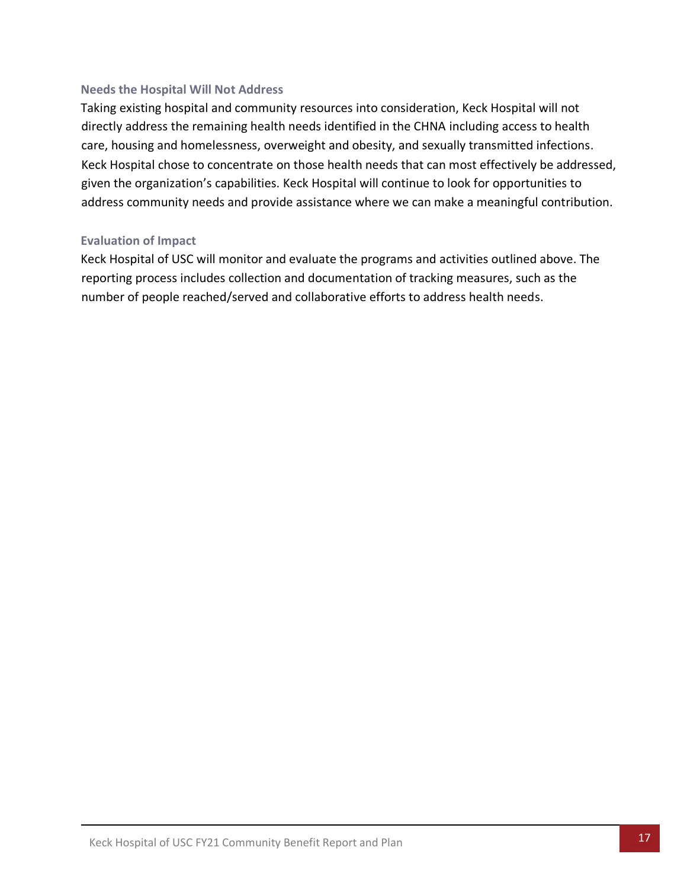### Needs the Hospital Will Not Address

Taking existing hospital and community resources into consideration, Keck Hospital will not directly address the remaining health needs identified in the CHNA including access to health care, housing and homelessness, overweight and obesity, and sexually transmitted infections. Keck Hospital chose to concentrate on those health needs that can most effectively be addressed, given the organization's capabilities. Keck Hospital will continue to look for opportunities to address community needs and provide assistance where we can make a meaningful contribution.

### Evaluation of Impact

Keck Hospital of USC will monitor and evaluate the programs and activities outlined above. The reporting process includes collection and documentation of tracking measures, such as the number of people reached/served and collaborative efforts to address health needs.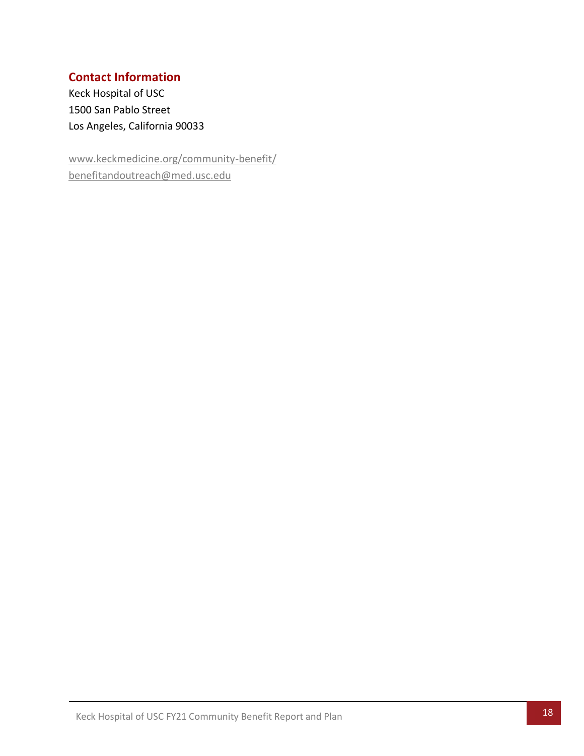## Contact Information

Keck Hospital of USC
1500 San Pablo Street
Los Angeles, California 90033

www.keckmedicine.org/community-benefit/
benefitandoutreach@med.usc.edu